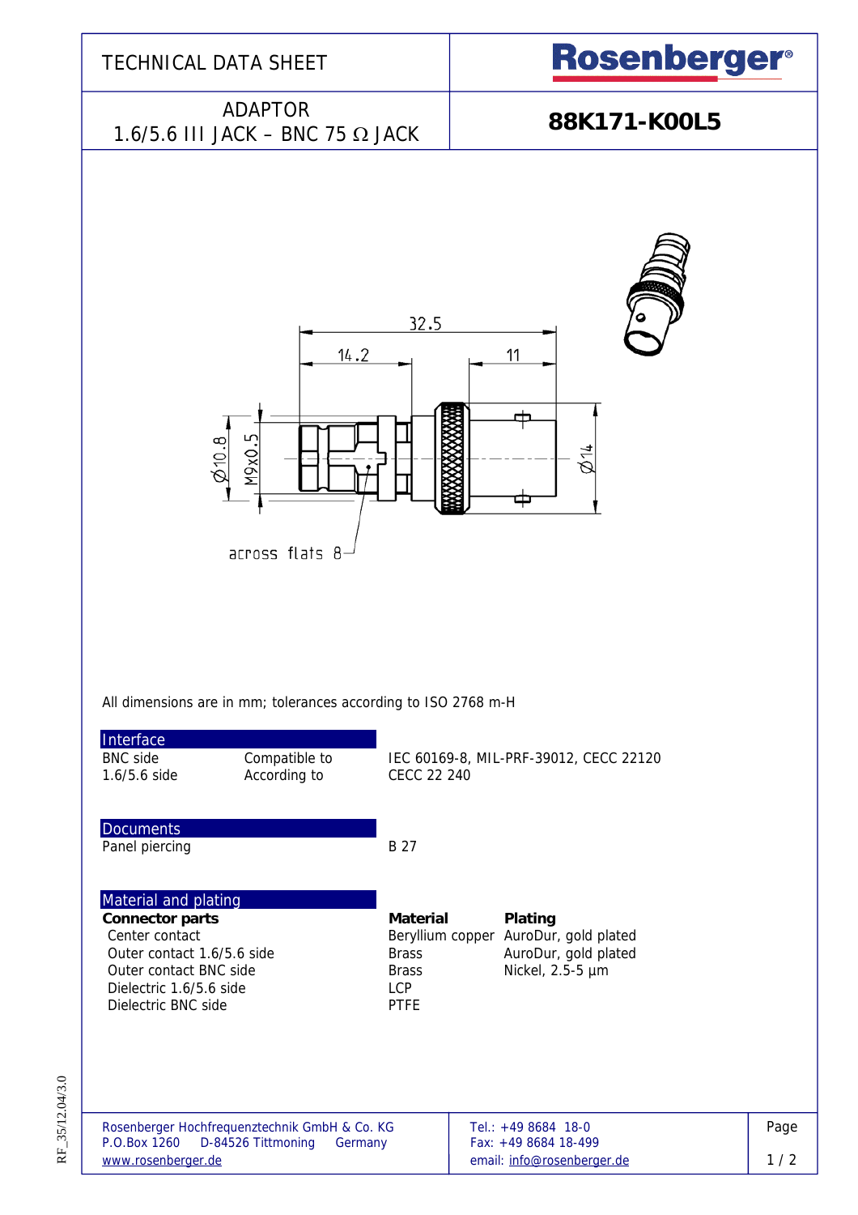# TECHNICAL DATA SHEET

**Rosenberger**

## ADAPTOR 1.6/5.6 III JACK – BNC 75 Ω JACK

## 88K171-K00L5

All dimensions are in mm; tolerances according to ISO 2768 m-H

### Interface

| | | |
|---|---|---|
| BNC side | Compatible to | IEC 60169-8, MIL-PRF-39012, CECC 22120 |
| 1.6/5.6 side | According to | CECC 22 240 |

### Documents

| | |
|---|---|
| Panel piercing | B 27 |

### Material and plating

| **Connector parts** | **Material** | **Plating** |
|---|---|---|
| Center contact | Beryllium copper | AuroDur, gold plated |
| Outer contact 1.6/5.6 side | Brass | AuroDur, gold plated |
| Outer contact BNC side | Brass | Nickel, 2.5-5 µm |
| Dielectric 1.6/5.6 side | LCP | |
| Dielectric BNC side | PTFE | |

Rosenberger Hochfrequenztechnik GmbH & Co. KG
P.O.Box 1260 D-84526 Tittmoning Germany
www.rosenberger.de

Tel.: +49 8684 18-0
Fax: +49 8684 18-499
email: info@rosenberger.de

RF_35/12.04/3.0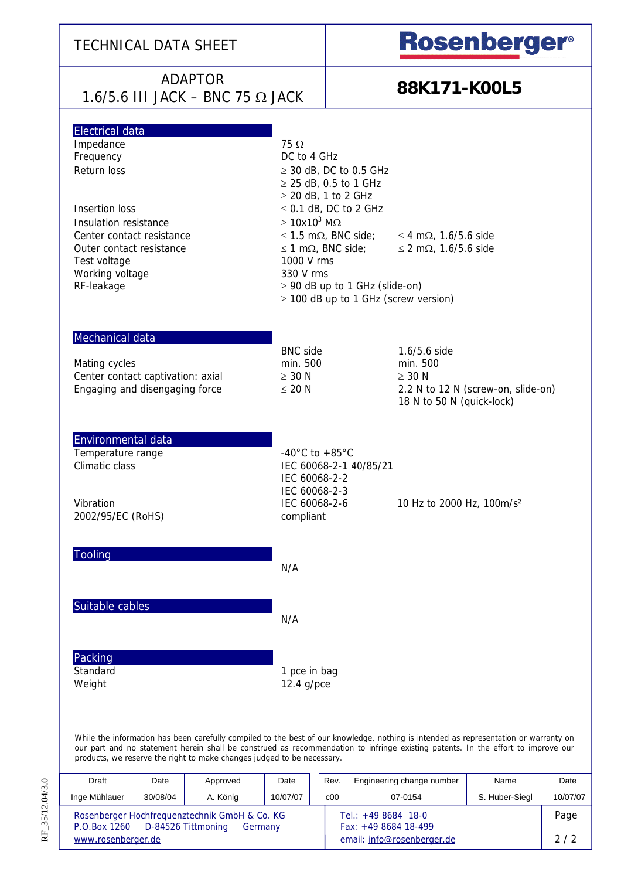TECHNICAL DATA SHEET

**Rosenberger**

ADAPTOR
1.6/5.6 III JACK – BNC 75 Ω JACK

**88K171-K00L5**

## Electrical data

| | | |
|---|---|---|
| Impedance | 75 Ω | |
| Frequency | DC to 4 GHz | |
| Return loss | ≥ 30 dB, DC to 0.5 GHz | |
| | ≥ 25 dB, 0.5 to 1 GHz | |
| | ≥ 20 dB, 1 to 2 GHz | |
| Insertion loss | ≤ 0.1 dB, DC to 2 GHz | |
| Insulation resistance | ≥ $10x10^3$ MΩ | |
| Center contact resistance | ≤ 1.5 mΩ, BNC side; | ≤ 4 mΩ, 1.6/5.6 side |
| Outer contact resistance | ≤ 1 mΩ, BNC side; | ≤ 2 mΩ, 1.6/5.6 side |
| Test voltage | 1000 V rms | |
| Working voltage | 330 V rms | |
| RF-leakage | ≥ 90 dB up to 1 GHz (slide-on) | |
| | ≥ 100 dB up to 1 GHz (screw version) | |

## Mechanical data

| | BNC side | 1.6/5.6 side |
|---|---|---|
| Mating cycles | min. 500 | min. 500 |
| Center contact captivation: axial | ≥ 30 N | ≥ 30 N |
| Engaging and disengaging force | ≤ 20 N | 2.2 N to 12 N (screw-on, slide-on) |
| | | 18 N to 50 N (quick-lock) |

## Environmental data

| | | |
|---|---|---|
| Temperature range | -40°C to +85°C | |
| Climatic class | IEC 60068-2-1 40/85/21 | |
| | IEC 60068-2-2 | |
| | IEC 60068-2-3 | |
| Vibration | IEC 60068-2-6 | 10 Hz to 2000 Hz, 100m/s² |
| 2002/95/EC (RoHS) | compliant | |

## Tooling

N/A

## Suitable cables

N/A

## Packing

| | |
|---|---|
| Standard | 1 pce in bag |
| Weight | 12.4 g/pce |

While the information has been carefully compiled to the best of our knowledge, nothing is intended as representation or warranty on our part and no statement herein shall be construed as recommendation to infringe existing patents. In the effort to improve our products, we reserve the right to make changes judged to be necessary.

| Draft | Date | Approved | Date | Rev. | Engineering change number | Name | Date |
|---|---|---|---|---|---|---|---|
| Inge Mühlauer | 30/08/04 | A. König | 10/07/07 | c00 | 07-0154 | S. Huber-Siegl | 10/07/07 |

Rosenberger Hochfrequenztechnik GmbH & Co. KG
P.O.Box 1260 D-84526 Tittmoning Germany
www.rosenberger.de

Tel.: +49 8684 18-0
Fax: +49 8684 18-499
email: info@rosenberger.de

RF_35/12.04/3.0